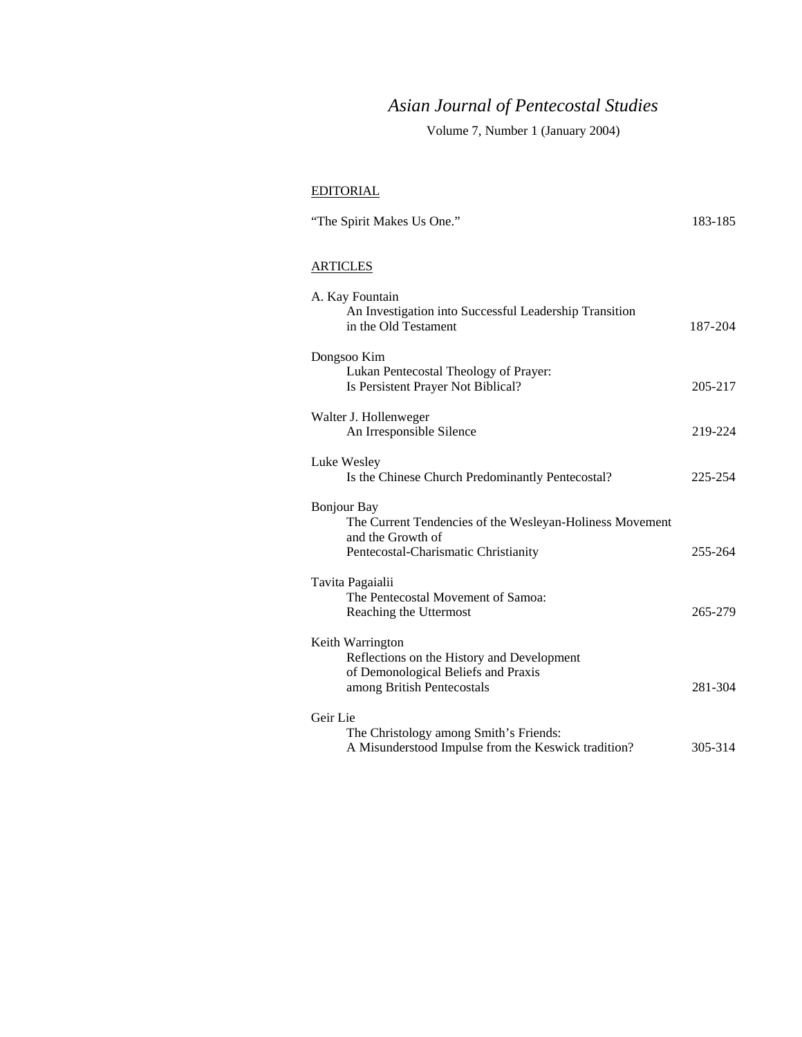# *Asian Journal of Pentecostal Studies*

Volume 7, Number 1 (January 2004)

## EDITORIAL

"The Spirit Makes Us One." 183-185

## ARTICLES

A. Kay Fountain
An Investigation into Successful Leadership Transition in the Old Testament 187-204

Dongsoo Kim
Lukan Pentecostal Theology of Prayer: Is Persistent Prayer Not Biblical? 205-217

Walter J. Hollenweger
An Irresponsible Silence 219-224

Luke Wesley
Is the Chinese Church Predominantly Pentecostal? 225-254

Bonjour Bay
The Current Tendencies of the Wesleyan-Holiness Movement and the Growth of Pentecostal-Charismatic Christianity 255-264

Tavita Pagaialii
The Pentecostal Movement of Samoa: Reaching the Uttermost 265-279

Keith Warrington
Reflections on the History and Development of Demonological Beliefs and Praxis among British Pentecostals 281-304

Geir Lie
The Christology among Smith's Friends: A Misunderstood Impulse from the Keswick tradition? 305-314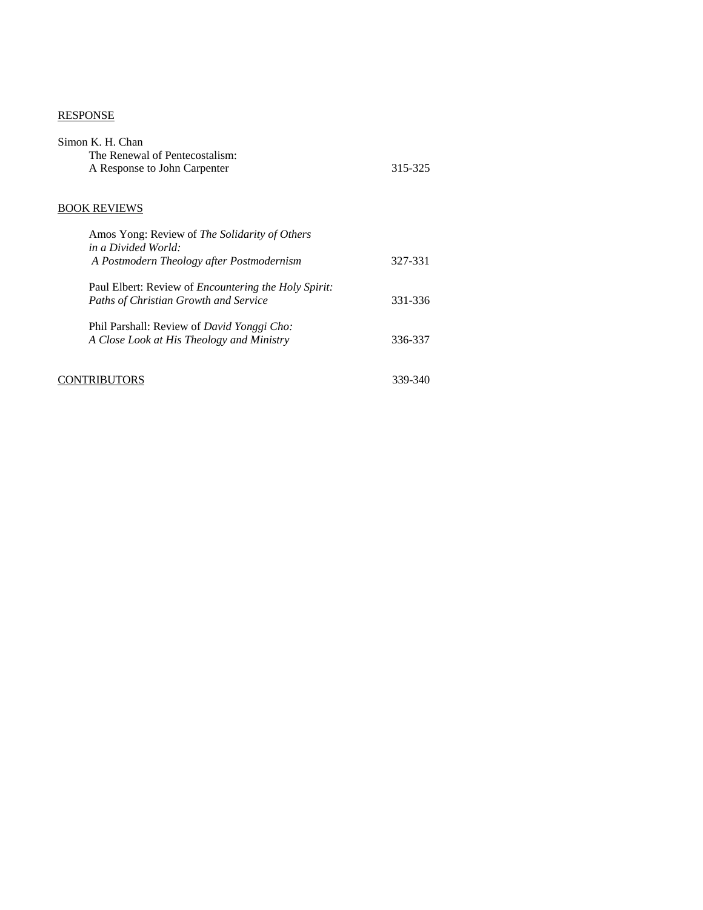RESPONSE

Simon K. H. Chan
The Renewal of Pentecostalism:
A Response to John Carpenter 315-325

BOOK REVIEWS

Amos Yong: Review of *The Solidarity of Others in a Divided World: A Postmodern Theology after Postmodernism* 327-331

Paul Elbert: Review of *Encountering the Holy Spirit: Paths of Christian Growth and Service* 331-336

Phil Parshall: Review of *David Yonggi Cho: A Close Look at His Theology and Ministry* 336-337

CONTRIBUTORS 339-340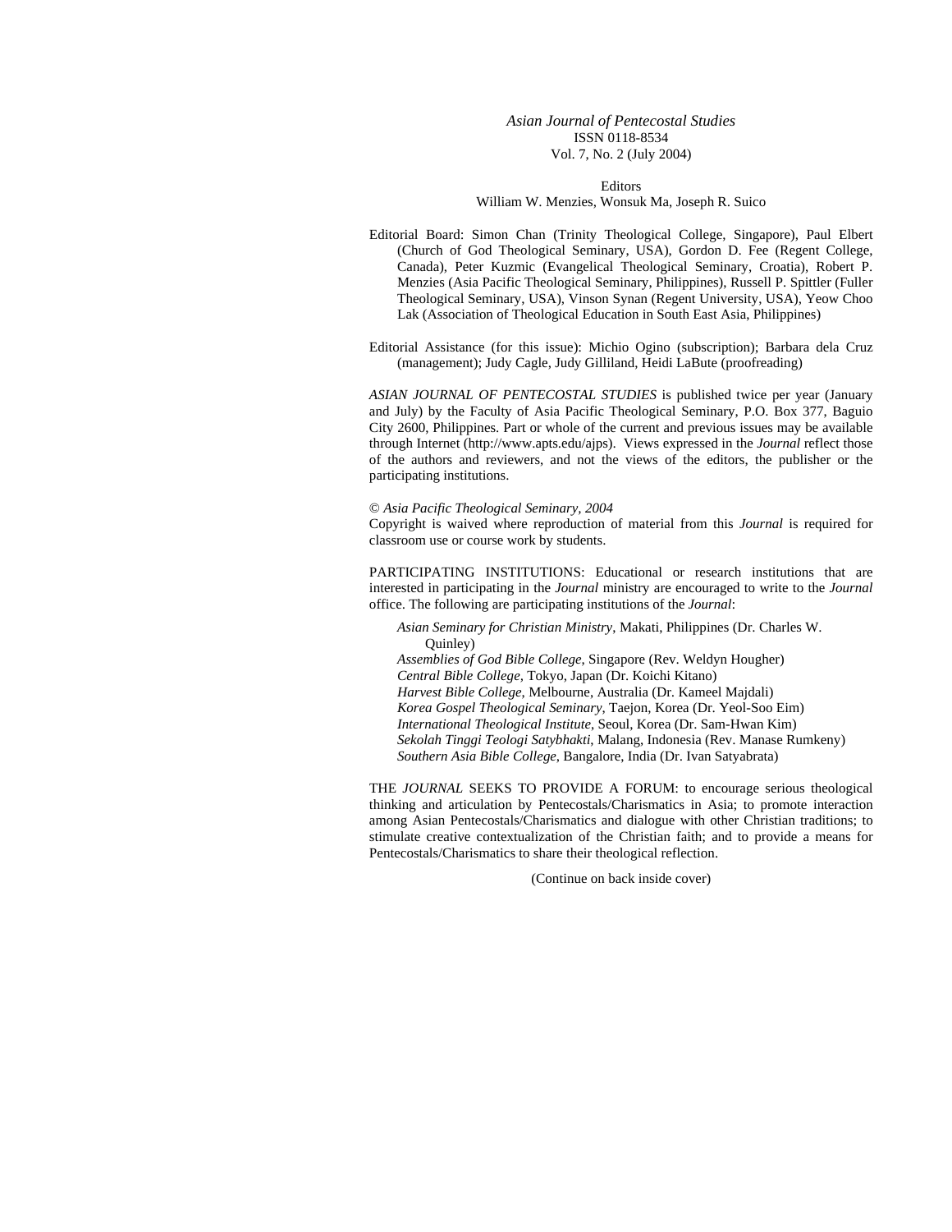*Asian Journal of Pentecostal Studies*
ISSN 0118-8534
Vol. 7, No. 2 (July 2004)

Editors
William W. Menzies, Wonsuk Ma, Joseph R. Suico

Editorial Board: Simon Chan (Trinity Theological College, Singapore), Paul Elbert (Church of God Theological Seminary, USA), Gordon D. Fee (Regent College, Canada), Peter Kuzmic (Evangelical Theological Seminary, Croatia), Robert P. Menzies (Asia Pacific Theological Seminary, Philippines), Russell P. Spittler (Fuller Theological Seminary, USA), Vinson Synan (Regent University, USA), Yeow Choo Lak (Association of Theological Education in South East Asia, Philippines)

Editorial Assistance (for this issue): Michio Ogino (subscription); Barbara dela Cruz (management); Judy Cagle, Judy Gilliland, Heidi LaBute (proofreading)

*ASIAN JOURNAL OF PENTECOSTAL STUDIES* is published twice per year (January and July) by the Faculty of Asia Pacific Theological Seminary, P.O. Box 377, Baguio City 2600, Philippines. Part or whole of the current and previous issues may be available through Internet (http://www.apts.edu/ajps). Views expressed in the *Journal* reflect those of the authors and reviewers, and not the views of the editors, the publisher or the participating institutions.

© *Asia Pacific Theological Seminary, 2004*
Copyright is waived where reproduction of material from this *Journal* is required for classroom use or course work by students.

PARTICIPATING INSTITUTIONS: Educational or research institutions that are interested in participating in the *Journal* ministry are encouraged to write to the *Journal* office. The following are participating institutions of the *Journal*:

*Asian Seminary for Christian Ministry*, Makati, Philippines (Dr. Charles W. Quinley)
*Assemblies of God Bible College*, Singapore (Rev. Weldyn Hougher)
*Central Bible College*, Tokyo, Japan (Dr. Koichi Kitano)
*Harvest Bible College*, Melbourne, Australia (Dr. Kameel Majdali)
*Korea Gospel Theological Seminary*, Taejon, Korea (Dr. Yeol-Soo Eim)
*International Theological Institute*, Seoul, Korea (Dr. Sam-Hwan Kim)
*Sekolah Tinggi Teologi Satybhakti*, Malang, Indonesia (Rev. Manase Rumkeny)
*Southern Asia Bible College*, Bangalore, India (Dr. Ivan Satyabrata)

THE *JOURNAL* SEEKS TO PROVIDE A FORUM: to encourage serious theological thinking and articulation by Pentecostals/Charismatics in Asia; to promote interaction among Asian Pentecostals/Charismatics and dialogue with other Christian traditions; to stimulate creative contextualization of the Christian faith; and to provide a means for Pentecostals/Charismatics to share their theological reflection.

(Continue on back inside cover)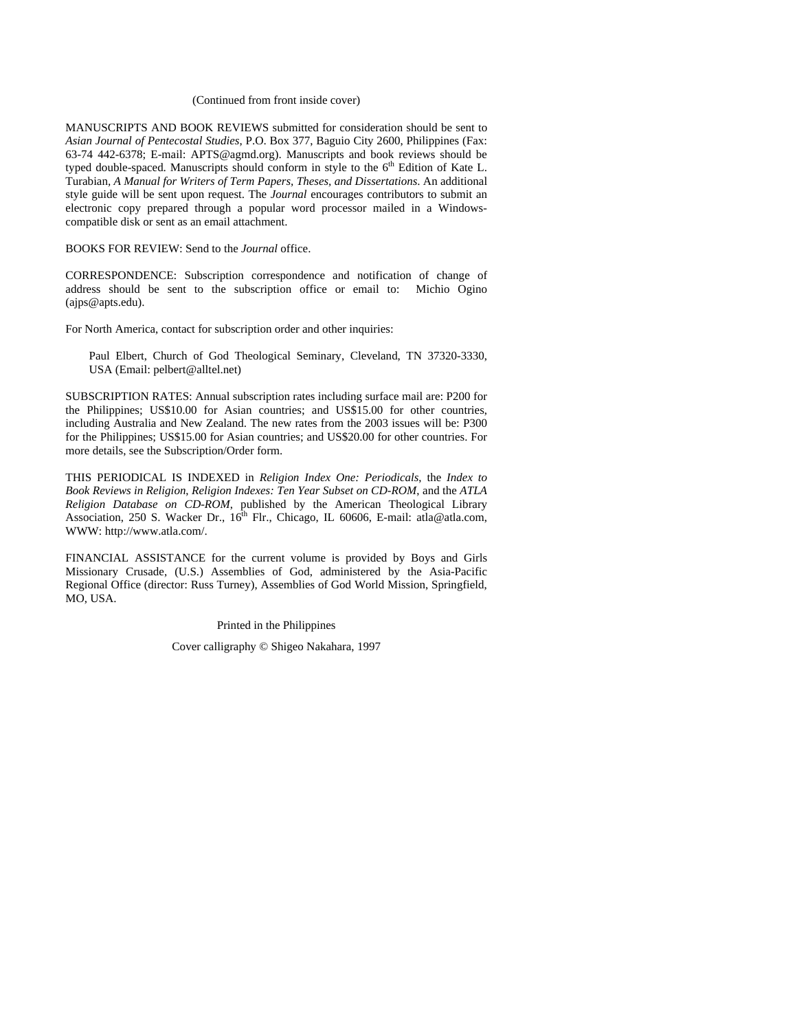(Continued from front inside cover)

MANUSCRIPTS AND BOOK REVIEWS submitted for consideration should be sent to *Asian Journal of Pentecostal Studies*, P.O. Box 377, Baguio City 2600, Philippines (Fax: 63-74 442-6378; E-mail: APTS@agmd.org). Manuscripts and book reviews should be typed double-spaced. Manuscripts should conform in style to the 6th Edition of Kate L. Turabian, *A Manual for Writers of Term Papers, Theses, and Dissertations*. An additional style guide will be sent upon request. The *Journal* encourages contributors to submit an electronic copy prepared through a popular word processor mailed in a Windows-compatible disk or sent as an email attachment.

BOOKS FOR REVIEW: Send to the *Journal* office.

CORRESPONDENCE: Subscription correspondence and notification of change of address should be sent to the subscription office or email to: Michio Ogino (ajps@apts.edu).

For North America, contact for subscription order and other inquiries:

> Paul Elbert, Church of God Theological Seminary, Cleveland, TN 37320-3330, USA (Email: pelbert@alltel.net)

SUBSCRIPTION RATES: Annual subscription rates including surface mail are: P200 for the Philippines; US$10.00 for Asian countries; and US$15.00 for other countries, including Australia and New Zealand. The new rates from the 2003 issues will be: P300 for the Philippines; US$15.00 for Asian countries; and US$20.00 for other countries. For more details, see the Subscription/Order form.

THIS PERIODICAL IS INDEXED in *Religion Index One: Periodicals*, the *Index to Book Reviews in Religion*, *Religion Indexes: Ten Year Subset on CD-ROM*, and the *ATLA Religion Database on CD-ROM*, published by the American Theological Library Association, 250 S. Wacker Dr., 16th Flr., Chicago, IL 60606, E-mail: atla@atla.com, WWW: http://www.atla.com/.

FINANCIAL ASSISTANCE for the current volume is provided by Boys and Girls Missionary Crusade, (U.S.) Assemblies of God, administered by the Asia-Pacific Regional Office (director: Russ Turney), Assemblies of God World Mission, Springfield, MO, USA.

Printed in the Philippines

Cover calligraphy © Shigeo Nakahara, 1997